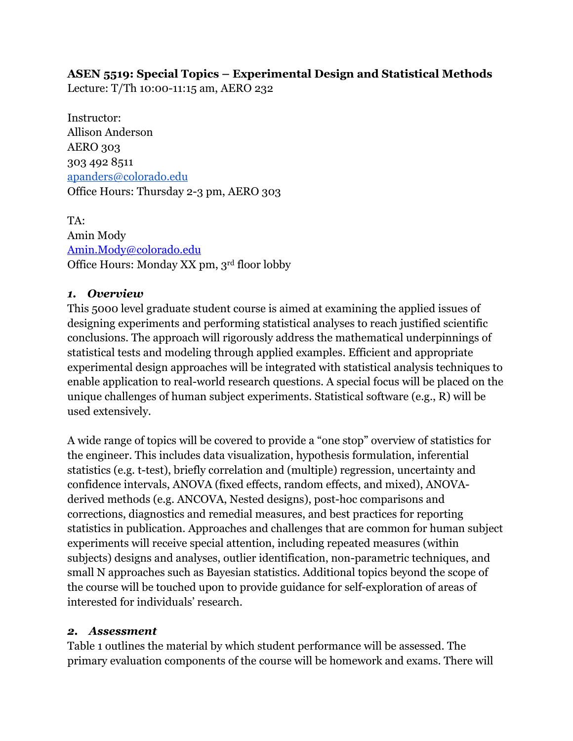**ASEN 5519: Special Topics – Experimental Design and Statistical Methods**
Lecture: T/Th 10:00-11:15 am, AERO 232

Instructor:
Allison Anderson
AERO 303
303 492 8511
apanders@colorado.edu
Office Hours: Thursday 2-3 pm, AERO 303

TA:
Amin Mody
Amin.Mody@colorado.edu
Office Hours: Monday XX pm, 3rd floor lobby

## *1. Overview*

This 5000 level graduate student course is aimed at examining the applied issues of designing experiments and performing statistical analyses to reach justified scientific conclusions. The approach will rigorously address the mathematical underpinnings of statistical tests and modeling through applied examples. Efficient and appropriate experimental design approaches will be integrated with statistical analysis techniques to enable application to real-world research questions. A special focus will be placed on the unique challenges of human subject experiments. Statistical software (e.g., R) will be used extensively.

A wide range of topics will be covered to provide a "one stop" overview of statistics for the engineer. This includes data visualization, hypothesis formulation, inferential statistics (e.g. t-test), briefly correlation and (multiple) regression, uncertainty and confidence intervals, ANOVA (fixed effects, random effects, and mixed), ANOVA-derived methods (e.g. ANCOVA, Nested designs), post-hoc comparisons and corrections, diagnostics and remedial measures, and best practices for reporting statistics in publication. Approaches and challenges that are common for human subject experiments will receive special attention, including repeated measures (within subjects) designs and analyses, outlier identification, non-parametric techniques, and small N approaches such as Bayesian statistics. Additional topics beyond the scope of the course will be touched upon to provide guidance for self-exploration of areas of interested for individuals' research.

## *2. Assessment*

Table 1 outlines the material by which student performance will be assessed. The primary evaluation components of the course will be homework and exams. There will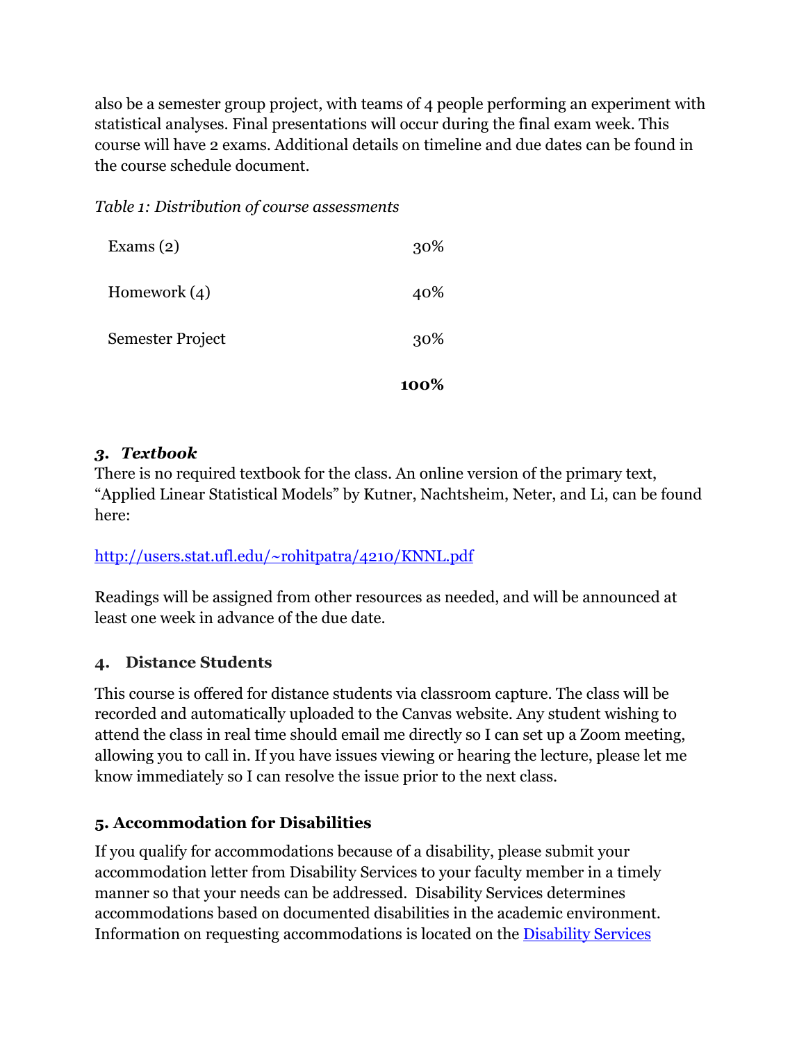also be a semester group project, with teams of 4 people performing an experiment with statistical analyses. Final presentations will occur during the final exam week. This course will have 2 exams. Additional details on timeline and due dates can be found in the course schedule document.

*Table 1: Distribution of course assessments*

| | |
|---|---|
| Exams (2) | 30% |
| Homework (4) | 40% |
| Semester Project | 30% |
| | **100%** |

### *3. Textbook*

There is no required textbook for the class. An online version of the primary text, "Applied Linear Statistical Models" by Kutner, Nachtsheim, Neter, and Li, can be found here:

[http://users.stat.ufl.edu/~rohitpatra/4210/KNNL.pdf](http://users.stat.ufl.edu/~rohitpatra/4210/KNNL.pdf)

Readings will be assigned from other resources as needed, and will be announced at least one week in advance of the due date.

### 4. Distance Students

This course is offered for distance students via classroom capture. The class will be recorded and automatically uploaded to the Canvas website. Any student wishing to attend the class in real time should email me directly so I can set up a Zoom meeting, allowing you to call in. If you have issues viewing or hearing the lecture, please let me know immediately so I can resolve the issue prior to the next class.

### 5. Accommodation for Disabilities

If you qualify for accommodations because of a disability, please submit your accommodation letter from Disability Services to your faculty member in a timely manner so that your needs can be addressed. Disability Services determines accommodations based on documented disabilities in the academic environment. Information on requesting accommodations is located on the Disability Services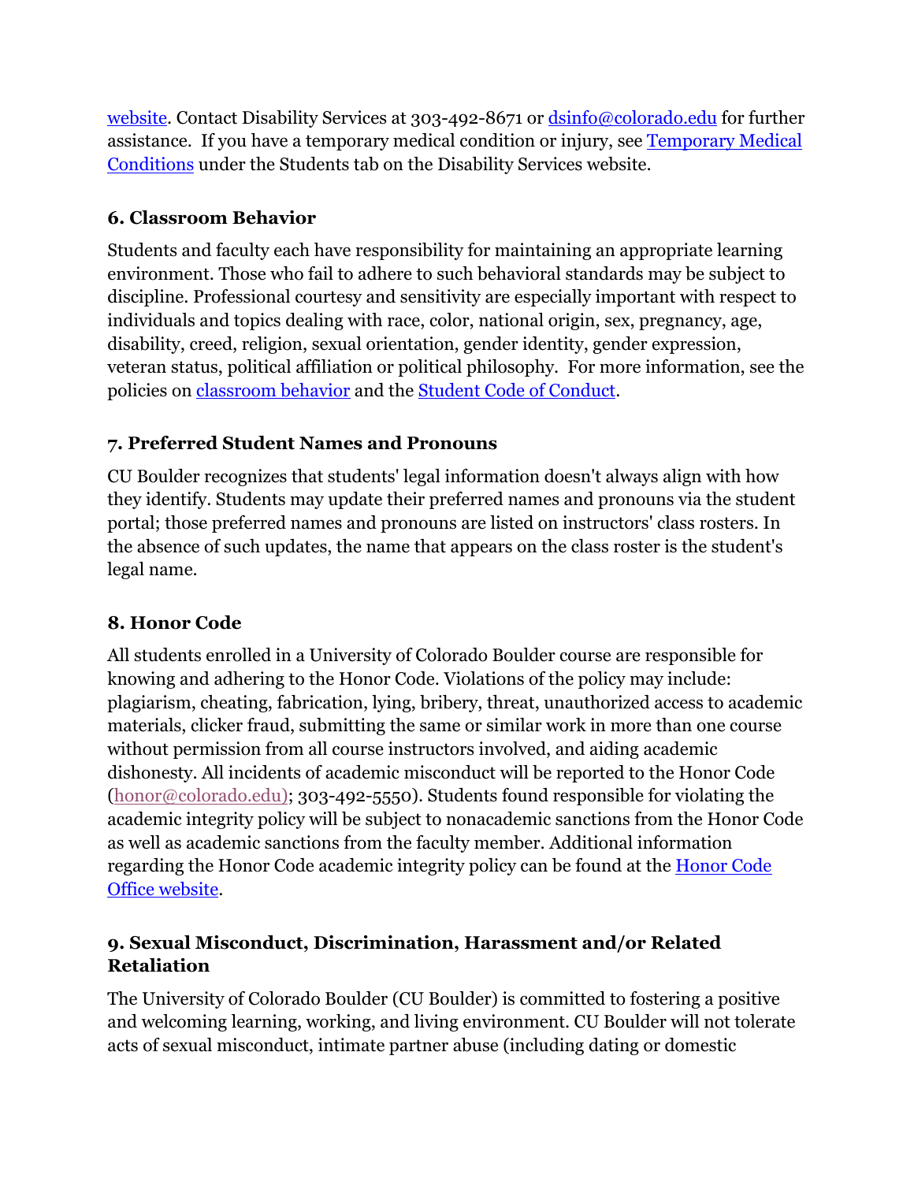website. Contact Disability Services at 303-492-8671 or dsinfo@colorado.edu for further assistance. If you have a temporary medical condition or injury, see Temporary Medical Conditions under the Students tab on the Disability Services website.

### 6. Classroom Behavior

Students and faculty each have responsibility for maintaining an appropriate learning environment. Those who fail to adhere to such behavioral standards may be subject to discipline. Professional courtesy and sensitivity are especially important with respect to individuals and topics dealing with race, color, national origin, sex, pregnancy, age, disability, creed, religion, sexual orientation, gender identity, gender expression, veteran status, political affiliation or political philosophy. For more information, see the policies on classroom behavior and the Student Code of Conduct.

### 7. Preferred Student Names and Pronouns

CU Boulder recognizes that students' legal information doesn't always align with how they identify. Students may update their preferred names and pronouns via the student portal; those preferred names and pronouns are listed on instructors' class rosters. In the absence of such updates, the name that appears on the class roster is the student's legal name.

### 8. Honor Code

All students enrolled in a University of Colorado Boulder course are responsible for knowing and adhering to the Honor Code. Violations of the policy may include: plagiarism, cheating, fabrication, lying, bribery, threat, unauthorized access to academic materials, clicker fraud, submitting the same or similar work in more than one course without permission from all course instructors involved, and aiding academic dishonesty. All incidents of academic misconduct will be reported to the Honor Code (honor@colorado.edu); 303-492-5550). Students found responsible for violating the academic integrity policy will be subject to nonacademic sanctions from the Honor Code as well as academic sanctions from the faculty member. Additional information regarding the Honor Code academic integrity policy can be found at the Honor Code Office website.

### 9. Sexual Misconduct, Discrimination, Harassment and/or Related Retaliation

The University of Colorado Boulder (CU Boulder) is committed to fostering a positive and welcoming learning, working, and living environment. CU Boulder will not tolerate acts of sexual misconduct, intimate partner abuse (including dating or domestic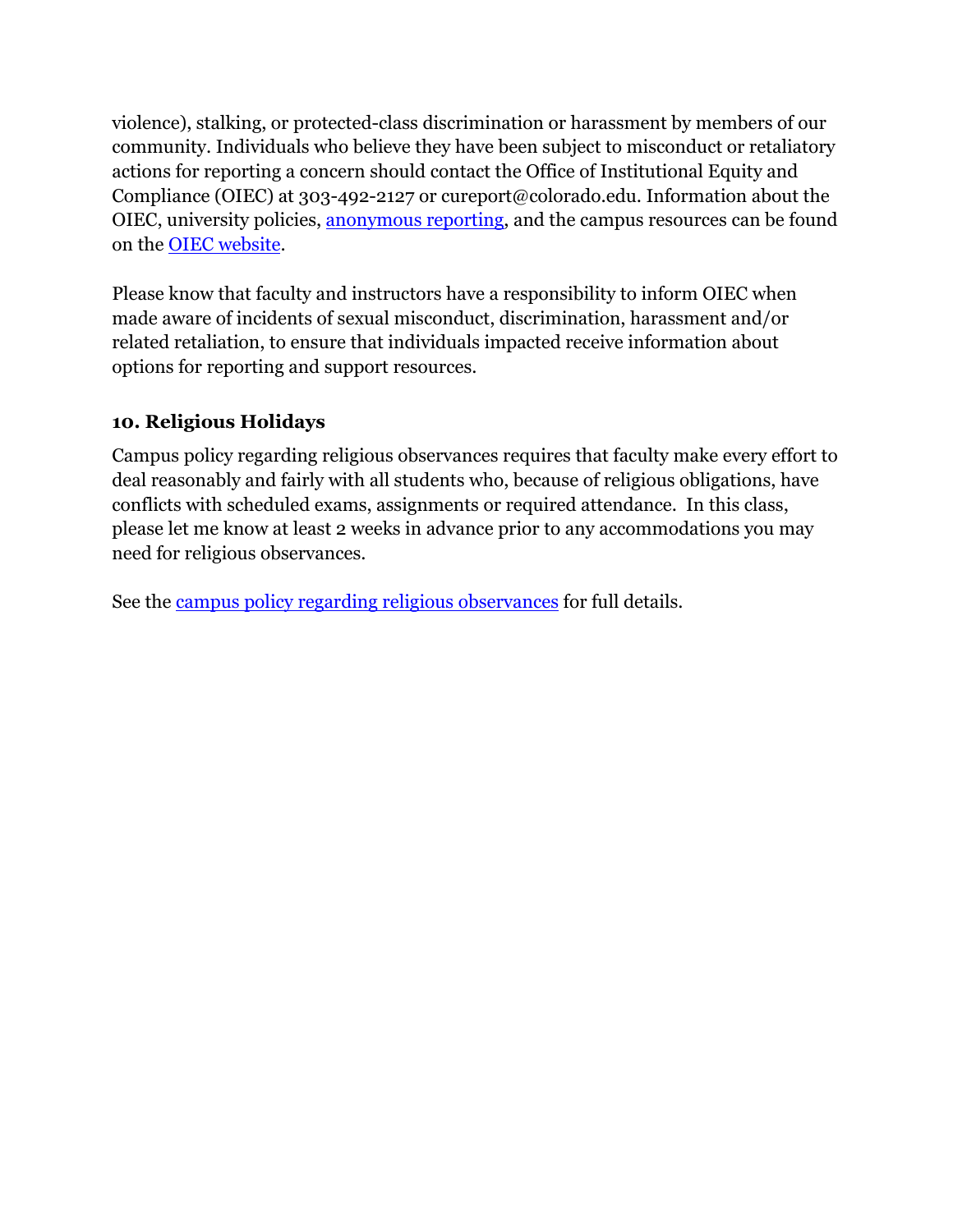violence), stalking, or protected-class discrimination or harassment by members of our community. Individuals who believe they have been subject to misconduct or retaliatory actions for reporting a concern should contact the Office of Institutional Equity and Compliance (OIEC) at 303-492-2127 or cureport@colorado.edu. Information about the OIEC, university policies, anonymous reporting, and the campus resources can be found on the OIEC website.

Please know that faculty and instructors have a responsibility to inform OIEC when made aware of incidents of sexual misconduct, discrimination, harassment and/or related retaliation, to ensure that individuals impacted receive information about options for reporting and support resources.

### 10. Religious Holidays

Campus policy regarding religious observances requires that faculty make every effort to deal reasonably and fairly with all students who, because of religious obligations, have conflicts with scheduled exams, assignments or required attendance.  In this class, please let me know at least 2 weeks in advance prior to any accommodations you may need for religious observances.

See the campus policy regarding religious observances for full details.